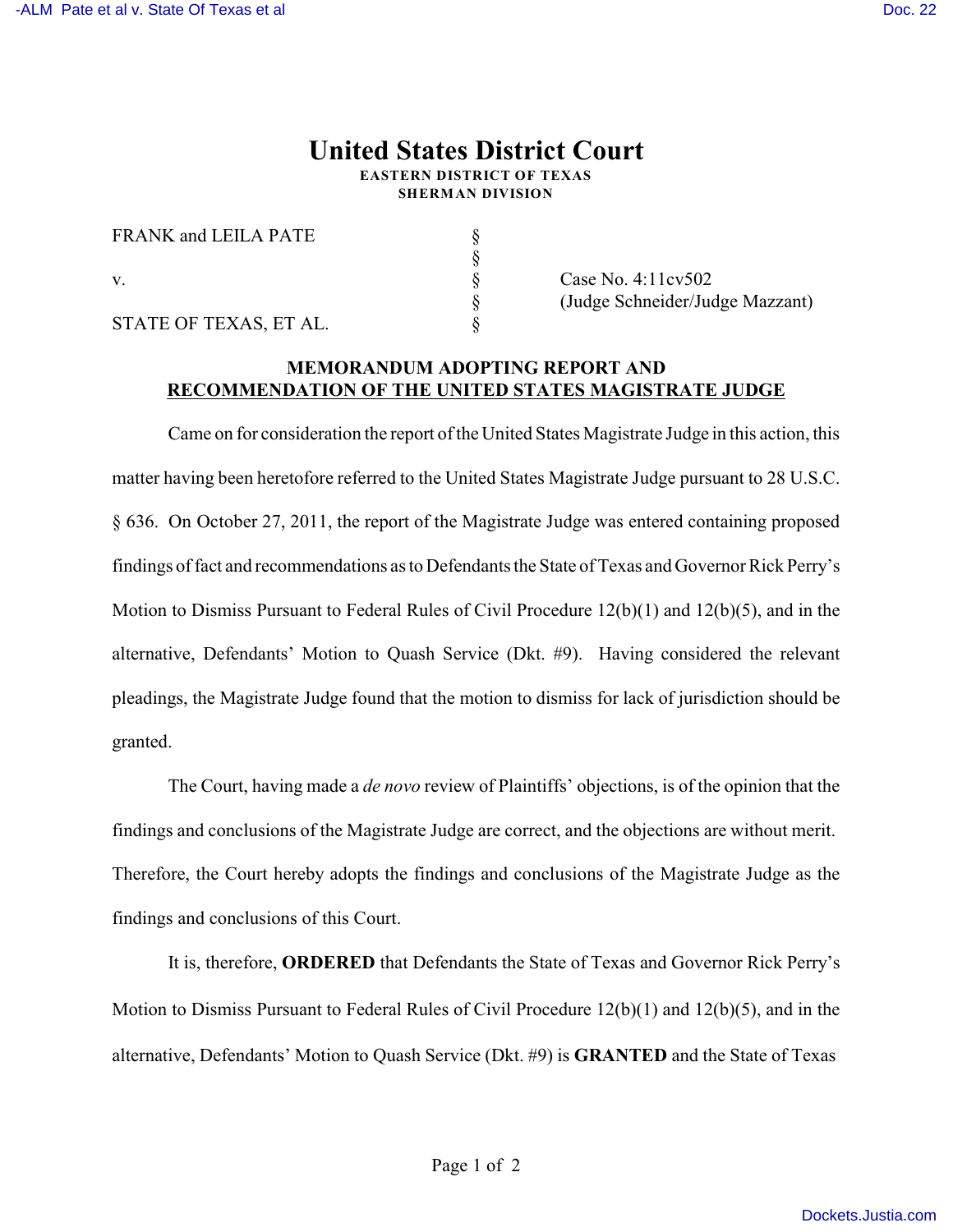# United States District Court

**EASTERN DISTRICT OF TEXAS**
**SHERMAN DIVISION**

| | | |
|---|---|---|
| FRANK and LEILA PATE | § | |
| | § | |
| v. | § | Case No. 4:11cv502 |
| | § | (Judge Schneider/Judge Mazzant) |
| STATE OF TEXAS, ET AL. | § | |

**MEMORANDUM ADOPTING REPORT AND RECOMMENDATION OF THE UNITED STATES MAGISTRATE JUDGE**

Came on for consideration the report of the United States Magistrate Judge in this action, this matter having been heretofore referred to the United States Magistrate Judge pursuant to 28 U.S.C. § 636. On October 27, 2011, the report of the Magistrate Judge was entered containing proposed findings of fact and recommendations as to Defendants the State of Texas and Governor Rick Perry's Motion to Dismiss Pursuant to Federal Rules of Civil Procedure 12(b)(1) and 12(b)(5), and in the alternative, Defendants' Motion to Quash Service (Dkt. #9). Having considered the relevant pleadings, the Magistrate Judge found that the motion to dismiss for lack of jurisdiction should be granted.

The Court, having made a *de novo* review of Plaintiffs' objections, is of the opinion that the findings and conclusions of the Magistrate Judge are correct, and the objections are without merit. Therefore, the Court hereby adopts the findings and conclusions of the Magistrate Judge as the findings and conclusions of this Court.

It is, therefore, **ORDERED** that Defendants the State of Texas and Governor Rick Perry's Motion to Dismiss Pursuant to Federal Rules of Civil Procedure 12(b)(1) and 12(b)(5), and in the alternative, Defendants' Motion to Quash Service (Dkt. #9) is **GRANTED** and the State of Texas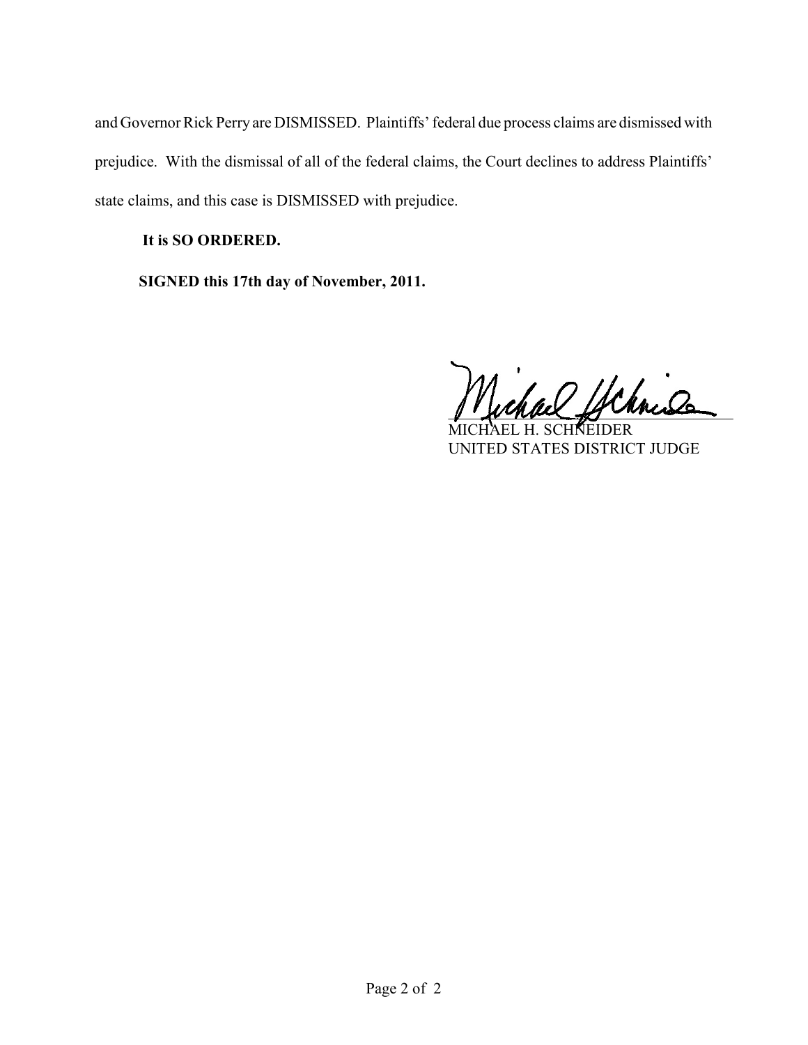and Governor Rick Perry are DISMISSED. Plaintiffs' federal due process claims are dismissed with prejudice. With the dismissal of all of the federal claims, the Court declines to address Plaintiffs' state claims, and this case is DISMISSED with prejudice.

**It is SO ORDERED.**

**SIGNED this 17th day of November, 2011.**

MICHAEL H. SCHNEIDER
UNITED STATES DISTRICT JUDGE